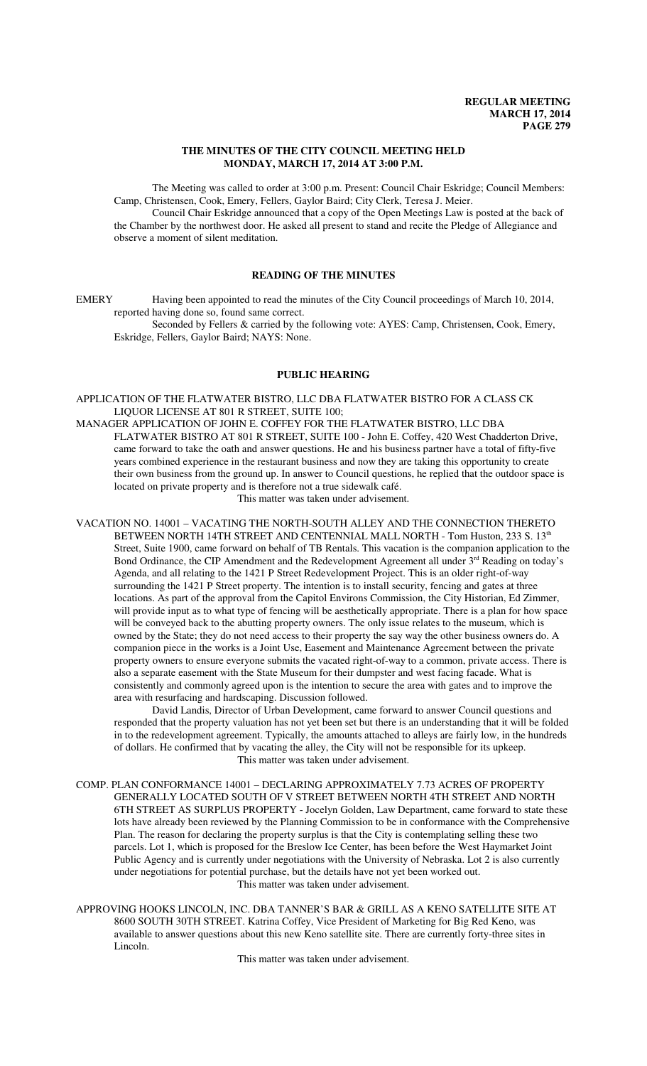# THE MINUTES OF THE CITY COUNCIL MEETING HELD MONDAY, MARCH 17, 2014 AT 3:00 P.M.

The Meeting was called to order at 3:00 p.m. Present: Council Chair Eskridge; Council Members: Camp, Christensen, Cook, Emery, Fellers, Gaylor Baird; City Clerk, Teresa J. Meier.

Council Chair Eskridge announced that a copy of the Open Meetings Law is posted at the back of the Chamber by the northwest door. He asked all present to stand and recite the Pledge of Allegiance and observe a moment of silent meditation.

## READING OF THE MINUTES

EMERY Having been appointed to read the minutes of the City Council proceedings of March 10, 2014, reported having done so, found same correct.

Seconded by Fellers & carried by the following vote: AYES: Camp, Christensen, Cook, Emery, Eskridge, Fellers, Gaylor Baird; NAYS: None.

## PUBLIC HEARING

APPLICATION OF THE FLATWATER BISTRO, LLC DBA FLATWATER BISTRO FOR A CLASS CK LIQUOR LICENSE AT 801 R STREET, SUITE 100;

MANAGER APPLICATION OF JOHN E. COFFEY FOR THE FLATWATER BISTRO, LLC DBA FLATWATER BISTRO AT 801 R STREET, SUITE 100 - John E. Coffey, 420 West Chadderton Drive, came forward to take the oath and answer questions. He and his business partner have a total of fifty-five years combined experience in the restaurant business and now they are taking this opportunity to create their own business from the ground up. In answer to Council questions, he replied that the outdoor space is located on private property and is therefore not a true sidewalk café.

This matter was taken under advisement.

VACATION NO. 14001 – VACATING THE NORTH-SOUTH ALLEY AND THE CONNECTION THERETO BETWEEN NORTH 14TH STREET AND CENTENNIAL MALL NORTH - Tom Huston, 233 S. 13th Street, Suite 1900, came forward on behalf of TB Rentals. This vacation is the companion application to the Bond Ordinance, the CIP Amendment and the Redevelopment Agreement all under 3rd Reading on today's Agenda, and all relating to the 1421 P Street Redevelopment Project. This is an older right-of-way surrounding the 1421 P Street property. The intention is to install security, fencing and gates at three locations. As part of the approval from the Capitol Environs Commission, the City Historian, Ed Zimmer, will provide input as to what type of fencing will be aesthetically appropriate. There is a plan for how space will be conveyed back to the abutting property owners. The only issue relates to the museum, which is owned by the State; they do not need access to their property the say way the other business owners do. A companion piece in the works is a Joint Use, Easement and Maintenance Agreement between the private property owners to ensure everyone submits the vacated right-of-way to a common, private access. There is also a separate easement with the State Museum for their dumpster and west facing facade. What is consistently and commonly agreed upon is the intention to secure the area with gates and to improve the area with resurfacing and hardscaping. Discussion followed.

David Landis, Director of Urban Development, came forward to answer Council questions and responded that the property valuation has not yet been set but there is an understanding that it will be folded in to the redevelopment agreement. Typically, the amounts attached to alleys are fairly low, in the hundreds of dollars. He confirmed that by vacating the alley, the City will not be responsible for its upkeep.

This matter was taken under advisement.

COMP. PLAN CONFORMANCE 14001 – DECLARING APPROXIMATELY 7.73 ACRES OF PROPERTY GENERALLY LOCATED SOUTH OF V STREET BETWEEN NORTH 4TH STREET AND NORTH 6TH STREET AS SURPLUS PROPERTY - Jocelyn Golden, Law Department, came forward to state these lots have already been reviewed by the Planning Commission to be in conformance with the Comprehensive Plan. The reason for declaring the property surplus is that the City is contemplating selling these two parcels. Lot 1, which is proposed for the Breslow Ice Center, has been before the West Haymarket Joint Public Agency and is currently under negotiations with the University of Nebraska. Lot 2 is also currently under negotiations for potential purchase, but the details have not yet been worked out.

This matter was taken under advisement.

APPROVING HOOKS LINCOLN, INC. DBA TANNER'S BAR & GRILL AS A KENO SATELLITE SITE AT 8600 SOUTH 30TH STREET. Katrina Coffey, Vice President of Marketing for Big Red Keno, was available to answer questions about this new Keno satellite site. There are currently forty-three sites in Lincoln.

This matter was taken under advisement.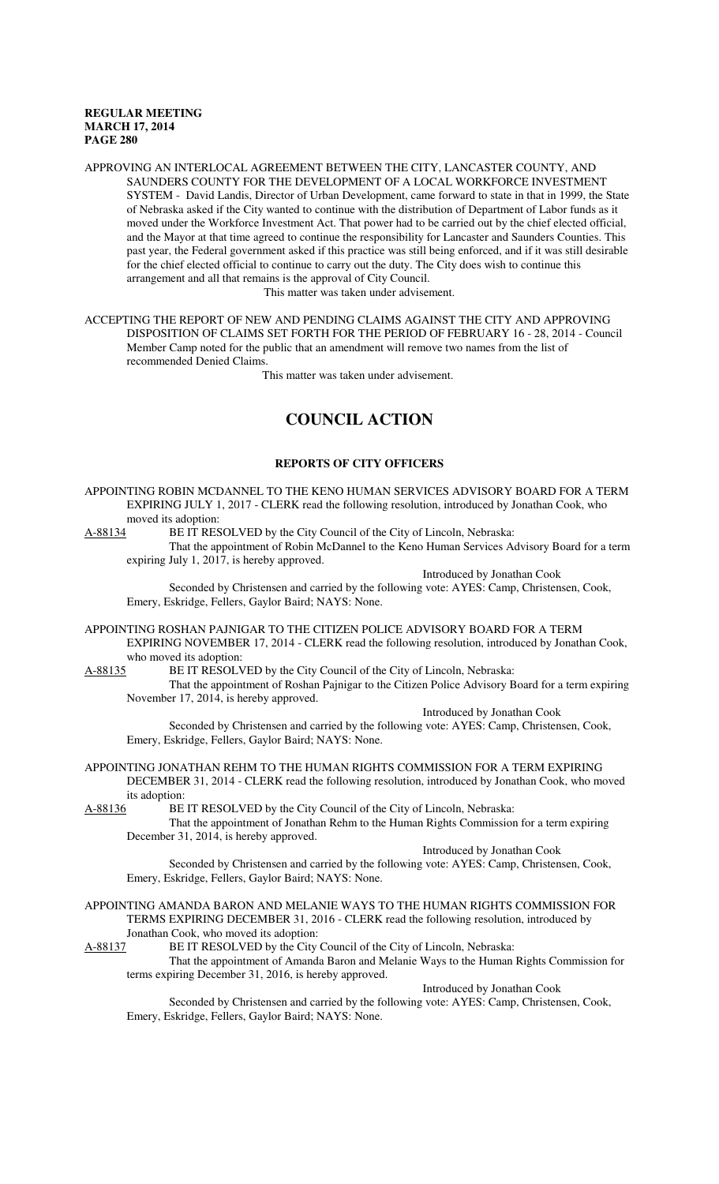APPROVING AN INTERLOCAL AGREEMENT BETWEEN THE CITY, LANCASTER COUNTY, AND SAUNDERS COUNTY FOR THE DEVELOPMENT OF A LOCAL WORKFORCE INVESTMENT SYSTEM - David Landis, Director of Urban Development, came forward to state in that in 1999, the State of Nebraska asked if the City wanted to continue with the distribution of Department of Labor funds as it moved under the Workforce Investment Act. That power had to be carried out by the chief elected official, and the Mayor at that time agreed to continue the responsibility for Lancaster and Saunders Counties. This past year, the Federal government asked if this practice was still being enforced, and if it was still desirable for the chief elected official to continue to carry out the duty. The City does wish to continue this arrangement and all that remains is the approval of City Council.

This matter was taken under advisement.

ACCEPTING THE REPORT OF NEW AND PENDING CLAIMS AGAINST THE CITY AND APPROVING DISPOSITION OF CLAIMS SET FORTH FOR THE PERIOD OF FEBRUARY 16 - 28, 2014 - Council Member Camp noted for the public that an amendment will remove two names from the list of recommended Denied Claims.

This matter was taken under advisement.

# COUNCIL ACTION

## REPORTS OF CITY OFFICERS

APPOINTING ROBIN MCDANNEL TO THE KENO HUMAN SERVICES ADVISORY BOARD FOR A TERM EXPIRING JULY 1, 2017 - CLERK read the following resolution, introduced by Jonathan Cook, who moved its adoption:

A-88134 BE IT RESOLVED by the City Council of the City of Lincoln, Nebraska:

That the appointment of Robin McDannel to the Keno Human Services Advisory Board for a term expiring July 1, 2017, is hereby approved.

Introduced by Jonathan Cook

Seconded by Christensen and carried by the following vote: AYES: Camp, Christensen, Cook, Emery, Eskridge, Fellers, Gaylor Baird; NAYS: None.

APPOINTING ROSHAN PAJNIGAR TO THE CITIZEN POLICE ADVISORY BOARD FOR A TERM EXPIRING NOVEMBER 17, 2014 - CLERK read the following resolution, introduced by Jonathan Cook, who moved its adoption:

A-88135 BE IT RESOLVED by the City Council of the City of Lincoln, Nebraska:

That the appointment of Roshan Pajnigar to the Citizen Police Advisory Board for a term expiring November 17, 2014, is hereby approved.

Introduced by Jonathan Cook

Seconded by Christensen and carried by the following vote: AYES: Camp, Christensen, Cook, Emery, Eskridge, Fellers, Gaylor Baird; NAYS: None.

APPOINTING JONATHAN REHM TO THE HUMAN RIGHTS COMMISSION FOR A TERM EXPIRING DECEMBER 31, 2014 - CLERK read the following resolution, introduced by Jonathan Cook, who moved its adoption:

A-88136 BE IT RESOLVED by the City Council of the City of Lincoln, Nebraska:

That the appointment of Jonathan Rehm to the Human Rights Commission for a term expiring December 31, 2014, is hereby approved.

Introduced by Jonathan Cook

Seconded by Christensen and carried by the following vote: AYES: Camp, Christensen, Cook, Emery, Eskridge, Fellers, Gaylor Baird; NAYS: None.

APPOINTING AMANDA BARON AND MELANIE WAYS TO THE HUMAN RIGHTS COMMISSION FOR TERMS EXPIRING DECEMBER 31, 2016 - CLERK read the following resolution, introduced by Jonathan Cook, who moved its adoption:

A-88137 BE IT RESOLVED by the City Council of the City of Lincoln, Nebraska:

That the appointment of Amanda Baron and Melanie Ways to the Human Rights Commission for terms expiring December 31, 2016, is hereby approved.

Introduced by Jonathan Cook

Seconded by Christensen and carried by the following vote: AYES: Camp, Christensen, Cook, Emery, Eskridge, Fellers, Gaylor Baird; NAYS: None.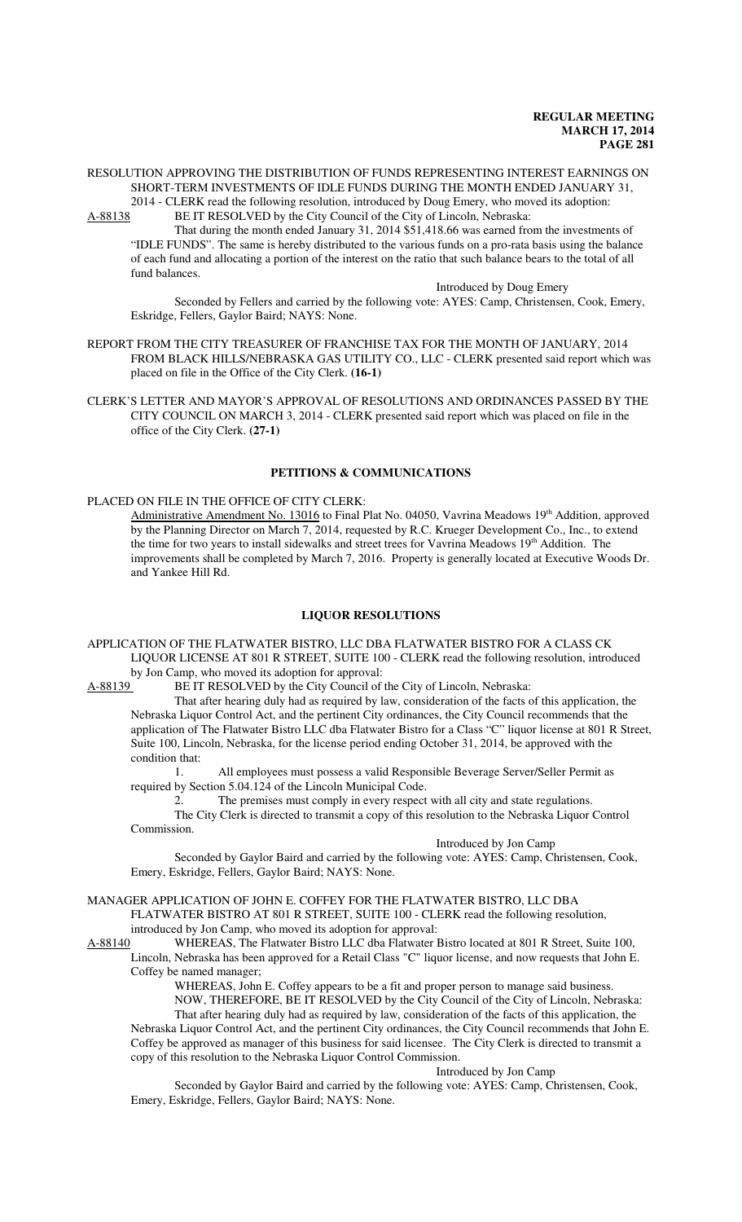RESOLUTION APPROVING THE DISTRIBUTION OF FUNDS REPRESENTING INTEREST EARNINGS ON SHORT-TERM INVESTMENTS OF IDLE FUNDS DURING THE MONTH ENDED JANUARY 31, 2014 - CLERK read the following resolution, introduced by Doug Emery, who moved its adoption:

A-88138 BE IT RESOLVED by the City Council of the City of Lincoln, Nebraska:

That during the month ended January 31, 2014 $51,418.66 was earned from the investments of "IDLE FUNDS". The same is hereby distributed to the various funds on a pro-rata basis using the balance of each fund and allocating a portion of the interest on the ratio that such balance bears to the total of all fund balances.

Introduced by Doug Emery

Seconded by Fellers and carried by the following vote: AYES: Camp, Christensen, Cook, Emery, Eskridge, Fellers, Gaylor Baird; NAYS: None.

REPORT FROM THE CITY TREASURER OF FRANCHISE TAX FOR THE MONTH OF JANUARY, 2014 FROM BLACK HILLS/NEBRASKA GAS UTILITY CO., LLC - CLERK presented said report which was placed on file in the Office of the City Clerk. **(16-1)**

CLERK'S LETTER AND MAYOR'S APPROVAL OF RESOLUTIONS AND ORDINANCES PASSED BY THE CITY COUNCIL ON MARCH 3, 2014 - CLERK presented said report which was placed on file in the office of the City Clerk. **(27-1)**

## PETITIONS & COMMUNICATIONS

PLACED ON FILE IN THE OFFICE OF CITY CLERK:

Administrative Amendment No. 13016 to Final Plat No. 04050, Vavrina Meadows 19th Addition, approved by the Planning Director on March 7, 2014, requested by R.C. Krueger Development Co., Inc., to extend the time for two years to install sidewalks and street trees for Vavrina Meadows 19th Addition. The improvements shall be completed by March 7, 2016. Property is generally located at Executive Woods Dr. and Yankee Hill Rd.

## LIQUOR RESOLUTIONS

APPLICATION OF THE FLATWATER BISTRO, LLC DBA FLATWATER BISTRO FOR A CLASS CK LIQUOR LICENSE AT 801 R STREET, SUITE 100 - CLERK read the following resolution, introduced by Jon Camp, who moved its adoption for approval:

A-88139 BE IT RESOLVED by the City Council of the City of Lincoln, Nebraska:

That after hearing duly had as required by law, consideration of the facts of this application, the Nebraska Liquor Control Act, and the pertinent City ordinances, the City Council recommends that the application of The Flatwater Bistro LLC dba Flatwater Bistro for a Class "C" liquor license at 801 R Street, Suite 100, Lincoln, Nebraska, for the license period ending October 31, 2014, be approved with the condition that:

1. All employees must possess a valid Responsible Beverage Server/Seller Permit as required by Section 5.04.124 of the Lincoln Municipal Code.
2. The premises must comply in every respect with all city and state regulations.

The City Clerk is directed to transmit a copy of this resolution to the Nebraska Liquor Control Commission.

Introduced by Jon Camp

Seconded by Gaylor Baird and carried by the following vote: AYES: Camp, Christensen, Cook, Emery, Eskridge, Fellers, Gaylor Baird; NAYS: None.

MANAGER APPLICATION OF JOHN E. COFFEY FOR THE FLATWATER BISTRO, LLC DBA FLATWATER BISTRO AT 801 R STREET, SUITE 100 - CLERK read the following resolution, introduced by Jon Camp, who moved its adoption for approval:

A-88140 WHEREAS, The Flatwater Bistro LLC dba Flatwater Bistro located at 801 R Street, Suite 100, Lincoln, Nebraska has been approved for a Retail Class "C" liquor license, and now requests that John E. Coffey be named manager;

WHEREAS, John E. Coffey appears to be a fit and proper person to manage said business.

NOW, THEREFORE, BE IT RESOLVED by the City Council of the City of Lincoln, Nebraska:

That after hearing duly had as required by law, consideration of the facts of this application, the Nebraska Liquor Control Act, and the pertinent City ordinances, the City Council recommends that John E. Coffey be approved as manager of this business for said licensee. The City Clerk is directed to transmit a copy of this resolution to the Nebraska Liquor Control Commission.

Introduced by Jon Camp

Seconded by Gaylor Baird and carried by the following vote: AYES: Camp, Christensen, Cook, Emery, Eskridge, Fellers, Gaylor Baird; NAYS: None.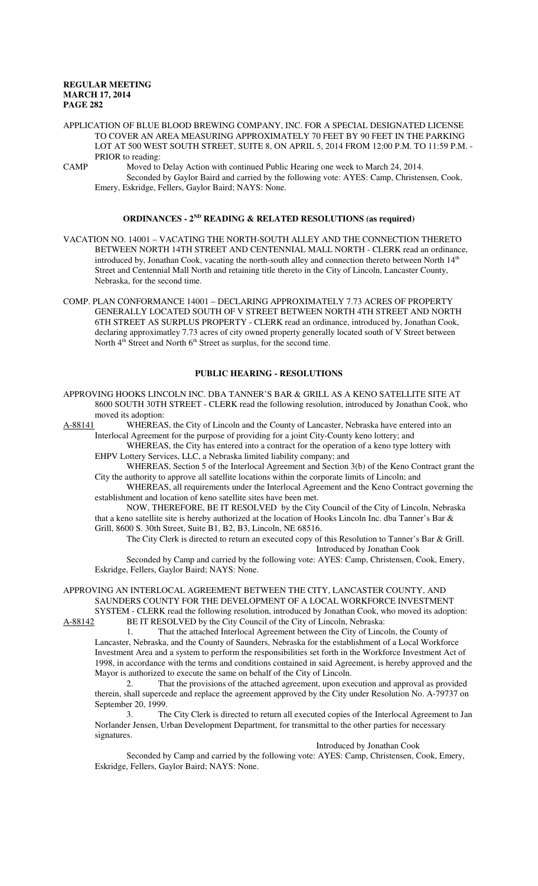APPLICATION OF BLUE BLOOD BREWING COMPANY, INC. FOR A SPECIAL DESIGNATED LICENSE TO COVER AN AREA MEASURING APPROXIMATELY 70 FEET BY 90 FEET IN THE PARKING LOT AT 500 WEST SOUTH STREET, SUITE 8, ON APRIL 5, 2014 FROM 12:00 P.M. TO 11:59 P.M. - PRIOR to reading:

CAMP Moved to Delay Action with continued Public Hearing one week to March 24, 2014.
Seconded by Gaylor Baird and carried by the following vote: AYES: Camp, Christensen, Cook, Emery, Eskridge, Fellers, Gaylor Baird; NAYS: None.

## ORDINANCES - 2ND READING & RELATED RESOLUTIONS (as required)

VACATION NO. 14001 – VACATING THE NORTH-SOUTH ALLEY AND THE CONNECTION THERETO BETWEEN NORTH 14TH STREET AND CENTENNIAL MALL NORTH - CLERK read an ordinance, introduced by, Jonathan Cook, vacating the north-south alley and connection thereto between North 14th Street and Centennial Mall North and retaining title thereto in the City of Lincoln, Lancaster County, Nebraska, for the second time.

COMP. PLAN CONFORMANCE 14001 – DECLARING APPROXIMATELY 7.73 ACRES OF PROPERTY GENERALLY LOCATED SOUTH OF V STREET BETWEEN NORTH 4TH STREET AND NORTH 6TH STREET AS SURPLUS PROPERTY - CLERK read an ordinance, introduced by, Jonathan Cook, declaring approximatley 7.73 acres of city owned property generally located south of V Street between North 4th Street and North 6th Street as surplus, for the second time.

## PUBLIC HEARING - RESOLUTIONS

APPROVING HOOKS LINCOLN INC. DBA TANNER'S BAR & GRILL AS A KENO SATELLITE SITE AT 8600 SOUTH 30TH STREET - CLERK read the following resolution, introduced by Jonathan Cook, who moved its adoption:

A-88141 WHEREAS, the City of Lincoln and the County of Lancaster, Nebraska have entered into an Interlocal Agreement for the purpose of providing for a joint City-County keno lottery; and

WHEREAS, the City has entered into a contract for the operation of a keno type lottery with EHPV Lottery Services, LLC, a Nebraska limited liability company; and

WHEREAS, Section 5 of the Interlocal Agreement and Section 3(b) of the Keno Contract grant the City the authority to approve all satellite locations within the corporate limits of Lincoln; and

WHEREAS, all requirements under the Interlocal Agreement and the Keno Contract governing the establishment and location of keno satellite sites have been met.

NOW, THEREFORE, BE IT RESOLVED by the City Council of the City of Lincoln, Nebraska that a keno satellite site is hereby authorized at the location of Hooks Lincoln Inc. dba Tanner's Bar & Grill, 8600 S. 30th Street, Suite B1, B2, B3, Lincoln, NE 68516.

The City Clerk is directed to return an executed copy of this Resolution to Tanner's Bar & Grill.

Introduced by Jonathan Cook

Seconded by Camp and carried by the following vote: AYES: Camp, Christensen, Cook, Emery, Eskridge, Fellers, Gaylor Baird; NAYS: None.

APPROVING AN INTERLOCAL AGREEMENT BETWEEN THE CITY, LANCASTER COUNTY, AND SAUNDERS COUNTY FOR THE DEVELOPMENT OF A LOCAL WORKFORCE INVESTMENT SYSTEM - CLERK read the following resolution, introduced by Jonathan Cook, who moved its adoption:

A-88142 BE IT RESOLVED by the City Council of the City of Lincoln, Nebraska:

1. That the attached Interlocal Agreement between the City of Lincoln, the County of Lancaster, Nebraska, and the County of Saunders, Nebraska for the establishment of a Local Workforce Investment Area and a system to perform the responsibilities set forth in the Workforce Investment Act of 1998, in accordance with the terms and conditions contained in said Agreement, is hereby approved and the Mayor is authorized to execute the same on behalf of the City of Lincoln.

2. That the provisions of the attached agreement, upon execution and approval as provided therein, shall supercede and replace the agreement approved by the City under Resolution No. A-79737 on September 20, 1999.

3. The City Clerk is directed to return all executed copies of the Interlocal Agreement to Jan Norlander Jensen, Urban Development Department, for transmittal to the other parties for necessary signatures.

Introduced by Jonathan Cook

Seconded by Camp and carried by the following vote: AYES: Camp, Christensen, Cook, Emery, Eskridge, Fellers, Gaylor Baird; NAYS: None.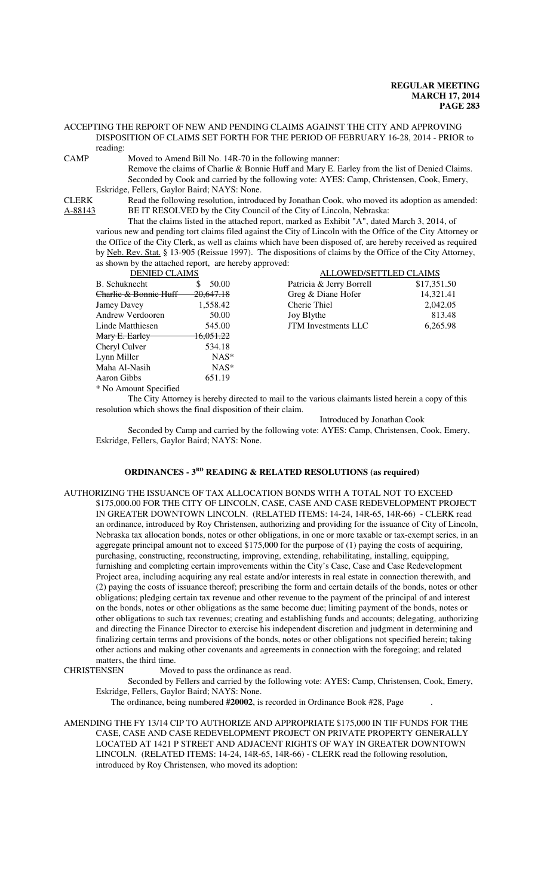ACCEPTING THE REPORT OF NEW AND PENDING CLAIMS AGAINST THE CITY AND APPROVING DISPOSITION OF CLAIMS SET FORTH FOR THE PERIOD OF FEBRUARY 16-28, 2014 - PRIOR to reading:

CAMP Moved to Amend Bill No. 14R-70 in the following manner:

Remove the claims of Charlie & Bonnie Huff and Mary E. Earley from the list of Denied Claims.

Seconded by Cook and carried by the following vote: AYES: Camp, Christensen, Cook, Emery, Eskridge, Fellers, Gaylor Baird; NAYS: None.

CLERK Read the following resolution, introduced by Jonathan Cook, who moved its adoption as amended:

A-88143 BE IT RESOLVED by the City Council of the City of Lincoln, Nebraska:

That the claims listed in the attached report, marked as Exhibit "A", dated March 3, 2014, of various new and pending tort claims filed against the City of Lincoln with the Office of the City Attorney or the Office of the City Clerk, as well as claims which have been disposed of, are hereby received as required by Neb. Rev. Stat. § 13-905 (Reissue 1997). The dispositions of claims by the Office of the City Attorney, as shown by the attached report, are hereby approved:

| DENIED CLAIMS | | ALLOWED/SETTLED CLAIMS | |
|---|---|---|---|
| B. Schuknecht | $ 50.00 | Patricia & Jerry Borrell | $17,351.50 |
| ~~Charlie & Bonnie Huff~~ | ~~20,647.18~~ | Greg & Diane Hofer | 14,321.41 |
| Jamey Davey | 1,558.42 | Cherie Thiel | 2,042.05 |
| Andrew Verdooren | 50.00 | Joy Blythe | 813.48 |
| Linde Matthiesen | 545.00 | JTM Investments LLC | 6,265.98 |
| ~~Mary E. Earley~~ | ~~16,051.22~~ | | |
| Cheryl Culver | 534.18 | | |
| Lynn Miller | NAS* | | |
| Maha Al-Nasih | NAS* | | |
| Aaron Gibbs | 651.19 | | |

* No Amount Specified

The City Attorney is hereby directed to mail to the various claimants listed herein a copy of this resolution which shows the final disposition of their claim.

Introduced by Jonathan Cook

Seconded by Camp and carried by the following vote: AYES: Camp, Christensen, Cook, Emery, Eskridge, Fellers, Gaylor Baird; NAYS: None.

## ORDINANCES - 3RD READING & RELATED RESOLUTIONS (as required)

AUTHORIZING THE ISSUANCE OF TAX ALLOCATION BONDS WITH A TOTAL NOT TO EXCEED \$175,000.00 FOR THE CITY OF LINCOLN, CASE, CASE AND CASE REDEVELOPMENT PROJECT IN GREATER DOWNTOWN LINCOLN. (RELATED ITEMS: 14-24, 14R-65, 14R-66) - CLERK read an ordinance, introduced by Roy Christensen, authorizing and providing for the issuance of City of Lincoln, Nebraska tax allocation bonds, notes or other obligations, in one or more taxable or tax-exempt series, in an aggregate principal amount not to exceed \$175,000 for the purpose of (1) paying the costs of acquiring, purchasing, constructing, reconstructing, improving, extending, rehabilitating, installing, equipping, furnishing and completing certain improvements within the City's Case, Case and Case Redevelopment Project area, including acquiring any real estate and/or interests in real estate in connection therewith, and (2) paying the costs of issuance thereof; prescribing the form and certain details of the bonds, notes or other obligations; pledging certain tax revenue and other revenue to the payment of the principal of and interest on the bonds, notes or other obligations as the same become due; limiting payment of the bonds, notes or other obligations to such tax revenues; creating and establishing funds and accounts; delegating, authorizing and directing the Finance Director to exercise his independent discretion and judgment in determining and finalizing certain terms and provisions of the bonds, notes or other obligations not specified herein; taking other actions and making other covenants and agreements in connection with the foregoing; and related matters, the third time.

CHRISTENSEN Moved to pass the ordinance as read.

Seconded by Fellers and carried by the following vote: AYES: Camp, Christensen, Cook, Emery, Eskridge, Fellers, Gaylor Baird; NAYS: None.

The ordinance, being numbered **#20002**, is recorded in Ordinance Book #28, Page .

AMENDING THE FY 13/14 CIP TO AUTHORIZE AND APPROPRIATE \$175,000 IN TIF FUNDS FOR THE CASE, CASE AND CASE REDEVELOPMENT PROJECT ON PRIVATE PROPERTY GENERALLY LOCATED AT 1421 P STREET AND ADJACENT RIGHTS OF WAY IN GREATER DOWNTOWN LINCOLN. (RELATED ITEMS: 14-24, 14R-65, 14R-66) - CLERK read the following resolution, introduced by Roy Christensen, who moved its adoption: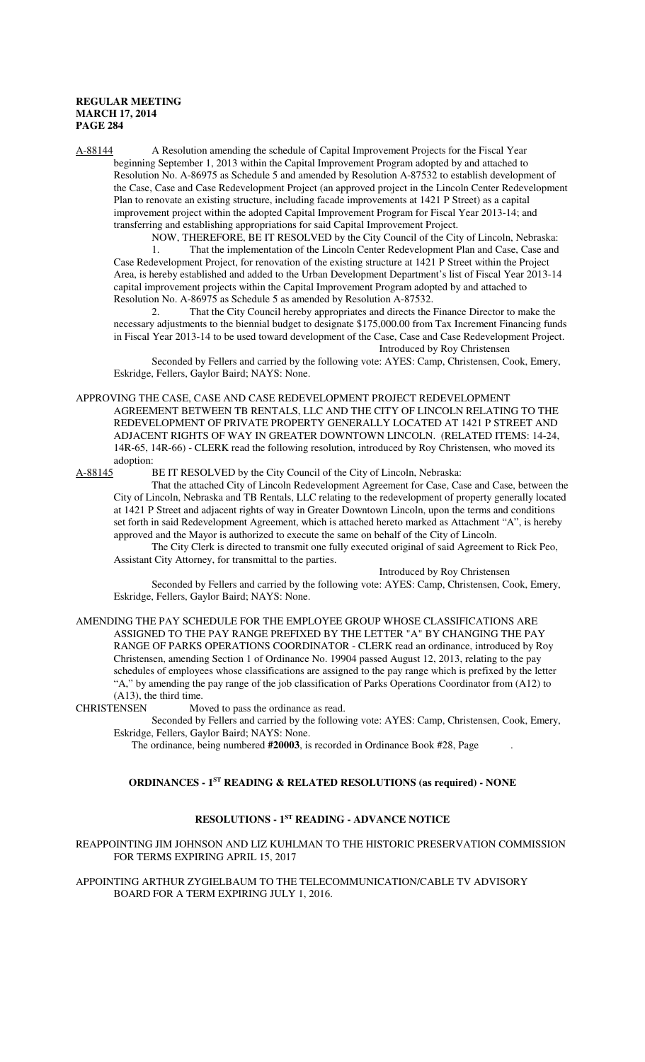A-88144 A Resolution amending the schedule of Capital Improvement Projects for the Fiscal Year beginning September 1, 2013 within the Capital Improvement Program adopted by and attached to Resolution No. A-86975 as Schedule 5 and amended by Resolution A-87532 to establish development of the Case, Case and Case Redevelopment Project (an approved project in the Lincoln Center Redevelopment Plan to renovate an existing structure, including facade improvements at 1421 P Street) as a capital improvement project within the adopted Capital Improvement Program for Fiscal Year 2013-14; and transferring and establishing appropriations for said Capital Improvement Project.

NOW, THEREFORE, BE IT RESOLVED by the City Council of the City of Lincoln, Nebraska:

1. That the implementation of the Lincoln Center Redevelopment Plan and Case, Case and Case Redevelopment Project, for renovation of the existing structure at 1421 P Street within the Project Area, is hereby established and added to the Urban Development Department's list of Fiscal Year 2013-14 capital improvement projects within the Capital Improvement Program adopted by and attached to Resolution No. A-86975 as Schedule 5 as amended by Resolution A-87532.

2. That the City Council hereby appropriates and directs the Finance Director to make the necessary adjustments to the biennial budget to designate $175,000.00 from Tax Increment Financing funds in Fiscal Year 2013-14 to be used toward development of the Case, Case and Case Redevelopment Project.

Introduced by Roy Christensen

Seconded by Fellers and carried by the following vote: AYES: Camp, Christensen, Cook, Emery, Eskridge, Fellers, Gaylor Baird; NAYS: None.

APPROVING THE CASE, CASE AND CASE REDEVELOPMENT PROJECT REDEVELOPMENT AGREEMENT BETWEEN TB RENTALS, LLC AND THE CITY OF LINCOLN RELATING TO THE REDEVELOPMENT OF PRIVATE PROPERTY GENERALLY LOCATED AT 1421 P STREET AND ADJACENT RIGHTS OF WAY IN GREATER DOWNTOWN LINCOLN. (RELATED ITEMS: 14-24, 14R-65, 14R-66) - CLERK read the following resolution, introduced by Roy Christensen, who moved its adoption:

A-88145 BE IT RESOLVED by the City Council of the City of Lincoln, Nebraska:

That the attached City of Lincoln Redevelopment Agreement for Case, Case and Case, between the City of Lincoln, Nebraska and TB Rentals, LLC relating to the redevelopment of property generally located at 1421 P Street and adjacent rights of way in Greater Downtown Lincoln, upon the terms and conditions set forth in said Redevelopment Agreement, which is attached hereto marked as Attachment "A", is hereby approved and the Mayor is authorized to execute the same on behalf of the City of Lincoln.

The City Clerk is directed to transmit one fully executed original of said Agreement to Rick Peo, Assistant City Attorney, for transmittal to the parties.

Introduced by Roy Christensen

Seconded by Fellers and carried by the following vote: AYES: Camp, Christensen, Cook, Emery, Eskridge, Fellers, Gaylor Baird; NAYS: None.

AMENDING THE PAY SCHEDULE FOR THE EMPLOYEE GROUP WHOSE CLASSIFICATIONS ARE ASSIGNED TO THE PAY RANGE PREFIXED BY THE LETTER "A" BY CHANGING THE PAY RANGE OF PARKS OPERATIONS COORDINATOR - CLERK read an ordinance, introduced by Roy Christensen, amending Section 1 of Ordinance No. 19904 passed August 12, 2013, relating to the pay schedules of employees whose classifications are assigned to the pay range which is prefixed by the letter "A," by amending the pay range of the job classification of Parks Operations Coordinator from (A12) to (A13), the third time.

CHRISTENSEN Moved to pass the ordinance as read.

Seconded by Fellers and carried by the following vote: AYES: Camp, Christensen, Cook, Emery, Eskridge, Fellers, Gaylor Baird; NAYS: None.

The ordinance, being numbered **#20003**, is recorded in Ordinance Book #28, Page .

## ORDINANCES - 1ST READING & RELATED RESOLUTIONS (as required) - NONE

## RESOLUTIONS - 1ST READING - ADVANCE NOTICE

REAPPOINTING JIM JOHNSON AND LIZ KUHLMAN TO THE HISTORIC PRESERVATION COMMISSION FOR TERMS EXPIRING APRIL 15, 2017

APPOINTING ARTHUR ZYGIELBAUM TO THE TELECOMMUNICATION/CABLE TV ADVISORY BOARD FOR A TERM EXPIRING JULY 1, 2016.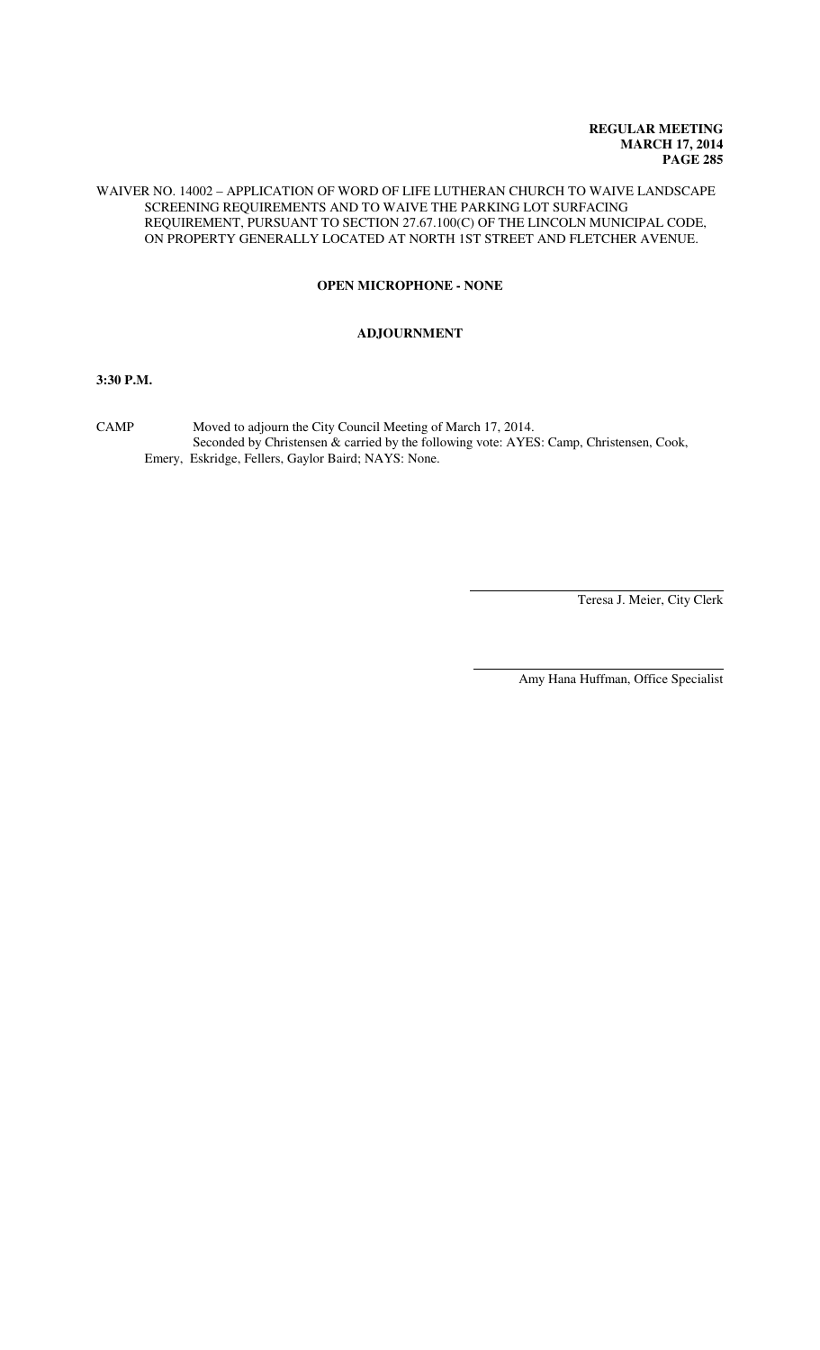WAIVER NO. 14002 – APPLICATION OF WORD OF LIFE LUTHERAN CHURCH TO WAIVE LANDSCAPE SCREENING REQUIREMENTS AND TO WAIVE THE PARKING LOT SURFACING REQUIREMENT, PURSUANT TO SECTION 27.67.100(C) OF THE LINCOLN MUNICIPAL CODE, ON PROPERTY GENERALLY LOCATED AT NORTH 1ST STREET AND FLETCHER AVENUE.

**OPEN MICROPHONE - NONE**

**ADJOURNMENT**

**3:30 P.M.**

CAMP Moved to adjourn the City Council Meeting of March 17, 2014.
Seconded by Christensen & carried by the following vote: AYES: Camp, Christensen, Cook, Emery, Eskridge, Fellers, Gaylor Baird; NAYS: None.

Teresa J. Meier, City Clerk

Amy Hana Huffman, Office Specialist